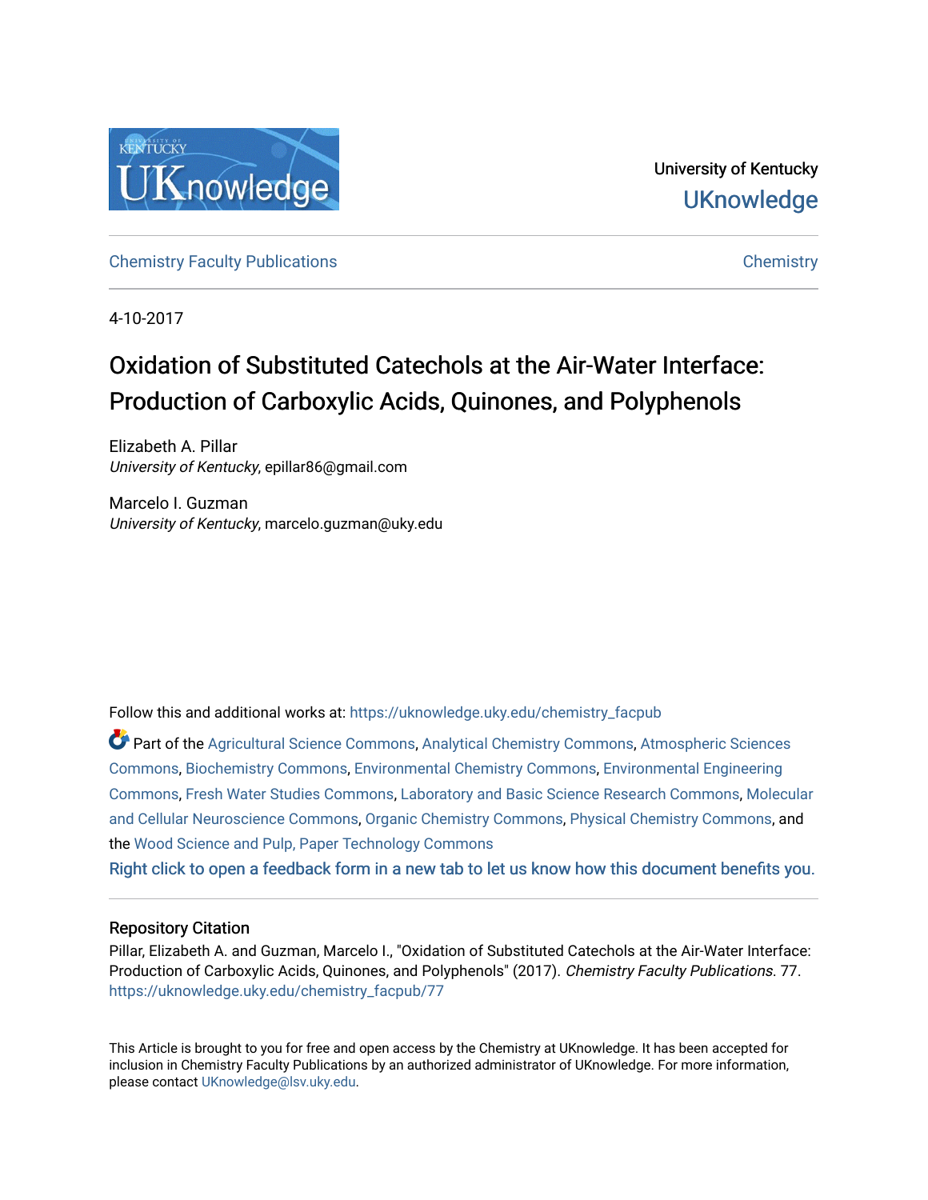University of Kentucky

UKnowledge

Chemistry Faculty Publications | Chemistry

4-10-2017

# Oxidation of Substituted Catechols at the Air-Water Interface: Production of Carboxylic Acids, Quinones, and Polyphenols

Elizabeth A. Pillar
*University of Kentucky*, epillar86@gmail.com

Marcelo I. Guzman
*University of Kentucky*, marcelo.guzman@uky.edu

Follow this and additional works at: https://uknowledge.uky.edu/chemistry_facpub

Part of the Agricultural Science Commons, Analytical Chemistry Commons, Atmospheric Sciences Commons, Biochemistry Commons, Environmental Chemistry Commons, Environmental Engineering Commons, Fresh Water Studies Commons, Laboratory and Basic Science Research Commons, Molecular and Cellular Neuroscience Commons, Organic Chemistry Commons, Physical Chemistry Commons, and the Wood Science and Pulp, Paper Technology Commons

Right click to open a feedback form in a new tab to let us know how this document benefits you.

## Repository Citation

Pillar, Elizabeth A. and Guzman, Marcelo I., "Oxidation of Substituted Catechols at the Air-Water Interface: Production of Carboxylic Acids, Quinones, and Polyphenols" (2017). *Chemistry Faculty Publications*. 77.
https://uknowledge.uky.edu/chemistry_facpub/77

This Article is brought to you for free and open access by the Chemistry at UKnowledge. It has been accepted for inclusion in Chemistry Faculty Publications by an authorized administrator of UKnowledge. For more information, please contact UKnowledge@lsv.uky.edu.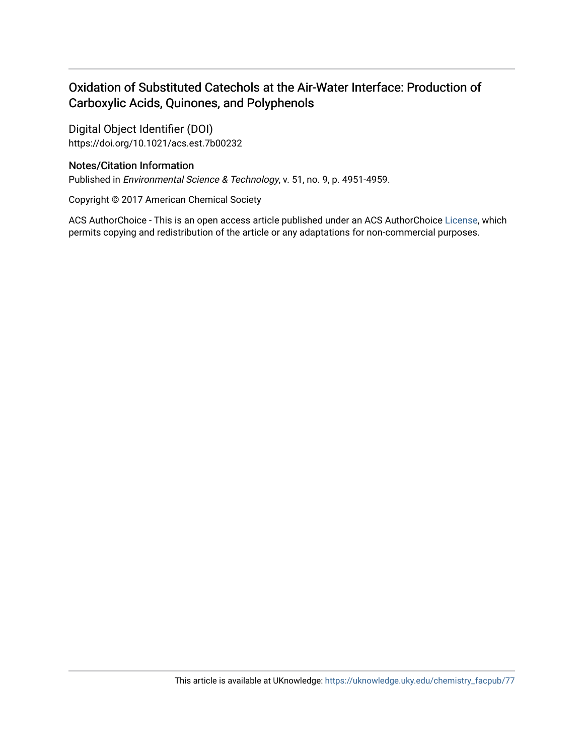## Oxidation of Substituted Catechols at the Air-Water Interface: Production of Carboxylic Acids, Quinones, and Polyphenols

### Digital Object Identifier (DOI)

https://doi.org/10.1021/acs.est.7b00232

### Notes/Citation Information

Published in *Environmental Science & Technology*, v. 51, no. 9, p. 4951-4959.

Copyright © 2017 American Chemical Society

ACS AuthorChoice - This is an open access article published under an ACS AuthorChoice License, which permits copying and redistribution of the article or any adaptations for non-commercial purposes.

This article is available at UKnowledge: https://uknowledge.uky.edu/chemistry_facpub/77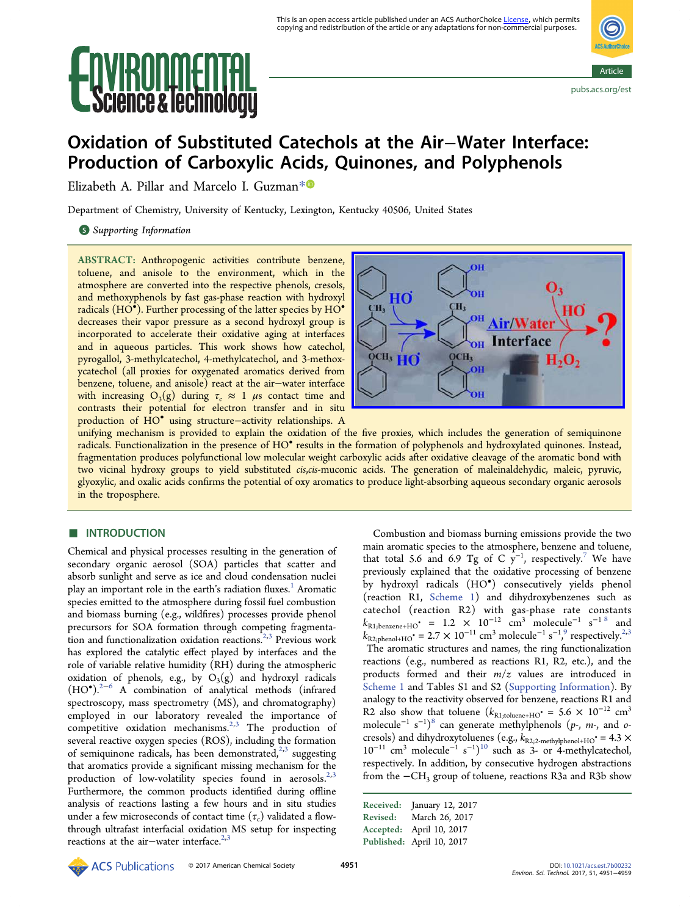# Oxidation of Substituted Catechols at the Air–Water Interface: Production of Carboxylic Acids, Quinones, and Polyphenols

Elizabeth A. Pillar and Marcelo I. Guzman*

Department of Chemistry, University of Kentucky, Lexington, Kentucky 40506, United States

Supporting Information

**ABSTRACT:** Anthropogenic activities contribute benzene, toluene, and anisole to the environment, which in the atmosphere are converted into the respective phenols, cresols, and methoxyphenols by fast gas-phase reaction with hydroxyl radicals ($HO^\bullet$). Further processing of the latter species by $HO^\bullet$ decreases their vapor pressure as a second hydroxyl group is incorporated to accelerate their oxidative aging at interfaces and in aqueous particles. This work shows how catechol, pyrogallol, 3-methylcatechol, 4-methylcatechol, and 3-methoxycatechol (all proxies for oxygenated aromatics derived from benzene, toluene, and anisole) react at the air–water interface with increasing $O_3(g)$ during $\tau_c \approx 1$ μs contact time and contrasts their potential for electron transfer and in situ production of $HO^\bullet$ using structure–activity relationships. A unifying mechanism is provided to explain the oxidation of the five proxies, which includes the generation of semiquinone radicals. Functionalization in the presence of $HO^\bullet$ results in the formation of polyphenols and hydroxylated quinones. Instead, fragmentation produces polyfunctional low molecular weight carboxylic acids after oxidative cleavage of the aromatic bond with two vicinal hydroxy groups to yield substituted *cis,cis*-muconic acids. The generation of maleinaldehydic, maleic, pyruvic, glyoxylic, and oxalic acids confirms the potential of oxy aromatics to produce light-absorbing aqueous secondary organic aerosols in the troposphere.

## INTRODUCTION

Chemical and physical processes resulting in the generation of secondary organic aerosol (SOA) particles that scatter and absorb sunlight and serve as ice and cloud condensation nuclei play an important role in the earth's radiation fluxes.[1] Aromatic species emitted to the atmosphere during fossil fuel combustion and biomass burning (e.g., wildfires) processes provide phenol precursors for SOA formation through competing fragmentation and functionalization oxidation reactions.[2,3] Previous work has explored the catalytic effect played by interfaces and the role of variable relative humidity (RH) during the atmospheric oxidation of phenols, e.g., by $O_3(g)$ and hydroxyl radicals ($HO^\bullet$).[2–6] A combination of analytical methods (infrared spectroscopy, mass spectrometry (MS), and chromatography) employed in our laboratory revealed the importance of competitive oxidation mechanisms.[2,3] The production of several reactive oxygen species (ROS), including the formation of semiquinone radicals, has been demonstrated,[2,3] suggesting that aromatics provide a significant missing mechanism for the production of low-volatility species found in aerosols.[2,3] Furthermore, the common products identified during offline analysis of reactions lasting a few hours and in situ studies under a few microseconds of contact time ($\tau_c$) validated a flow-through ultrafast interfacial oxidation MS setup for inspecting reactions at the air–water interface.[2,3]

Combustion and biomass burning emissions provide the two main aromatic species to the atmosphere, benzene and toluene, that total 5.6 and 6.9 Tg of C $y^{-1}$, respectively.[7] We have previously explained that the oxidative processing of benzene by hydroxyl radicals ($HO^\bullet$) consecutively yields phenol (reaction R1, Scheme 1) and dihydroxybenzenes such as catechol (reaction R2) with gas-phase rate constants $k_{R1;benzene+HO^\bullet} = 1.2 \times 10^{-12}$ cm$^3$ molecule$^{-1}$ s$^{-1}$ [8] and $k_{R2;phenol+HO^\bullet} = 2.7 \times 10^{-11}$ cm$^3$ molecule$^{-1}$ s$^{-1}$,[9] respectively.[2,3] The aromatic structures and names, the ring functionalization reactions (e.g., numbered as reactions R1, R2, etc.), and the products formed and their $m/z$ values are introduced in Scheme 1 and Tables S1 and S2 (Supporting Information). By analogy to the reactivity observed for benzene, reactions R1 and R2 also show that toluene ($k_{R1;toluene+HO^\bullet} = 5.6 \times 10^{-12}$ cm$^3$ molecule$^{-1}$ s$^{-1}$)[8] can generate methylphenols ($p$-, $m$-, and $o$-cresols) and dihydroxytoluenes (e.g., $k_{R2;2\text{-methylphenol}+HO^\bullet} = 4.3 \times 10^{-11}$ cm$^3$ molecule$^{-1}$ s$^{-1}$)[10] such as 3- or 4-methylcatechol, respectively. In addition, by consecutive hydrogen abstractions from the $-CH_3$ group of toluene, reactions R3a and R3b show

Received: January 12, 2017
Revised: March 26, 2017
Accepted: April 10, 2017
Published: April 10, 2017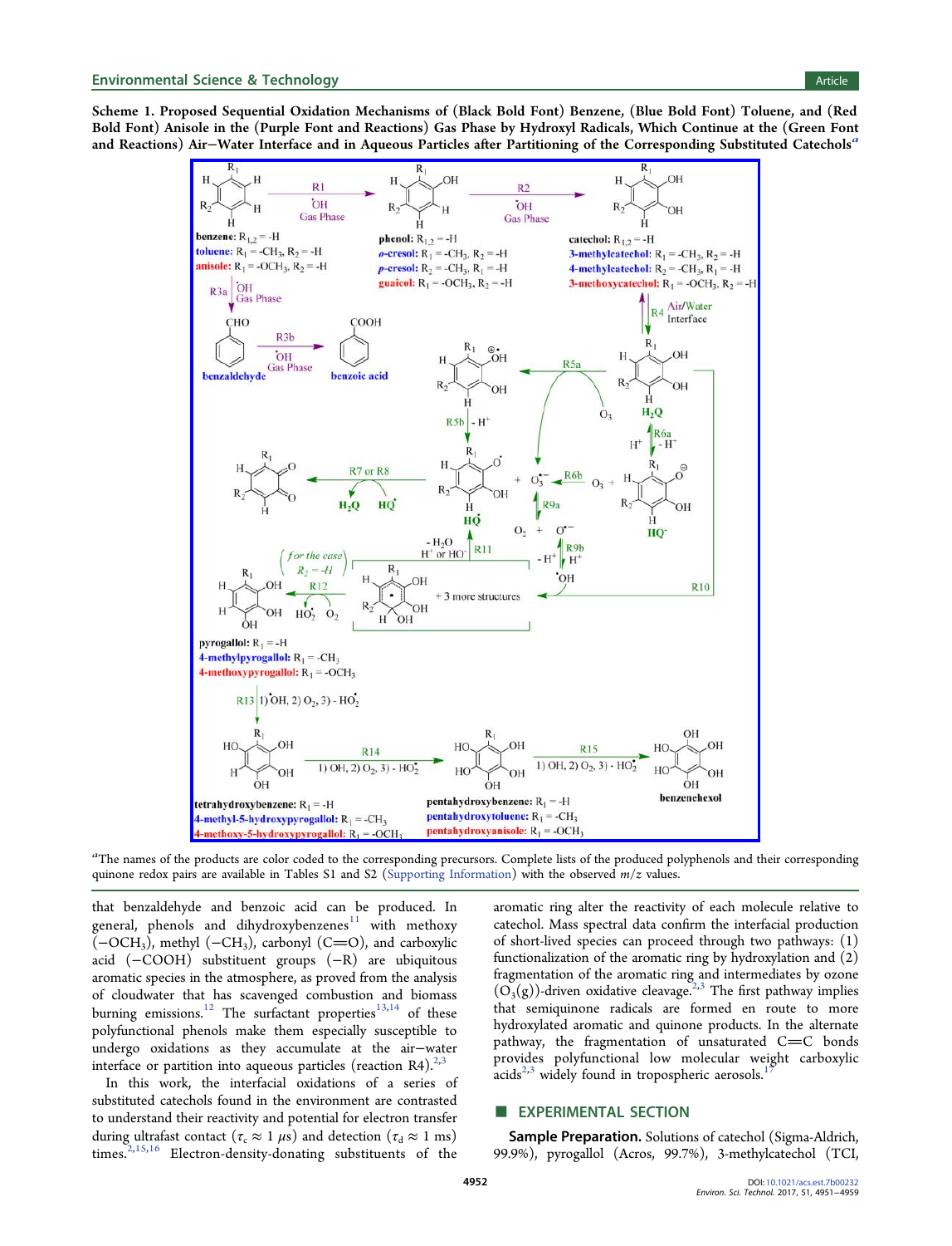**Scheme 1. Proposed Sequential Oxidation Mechanisms of (Black Bold Font) Benzene, (Blue Bold Font) Toluene, and (Red Bold Font) Anisole in the (Purple Font and Reactions) Gas Phase by Hydroxyl Radicals, Which Continue at the (Green Font and Reactions) Air–Water Interface and in Aqueous Particles after Partitioning of the Corresponding Substituted Catechols**[a]

[a]The names of the products are color coded to the corresponding precursors. Complete lists of the produced polyphenols and their corresponding quinone redox pairs are available in Tables S1 and S2 (Supporting Information) with the observed $m/z$ values.

that benzaldehyde and benzoic acid can be produced. In general, phenols and dihydroxybenzenes[11] with methoxy ($-OCH_3$), methyl ($-CH_3$), carbonyl (C=O), and carboxylic acid ($-COOH$) substituent groups ($-R$) are ubiquitous aromatic species in the atmosphere, as proved from the analysis of cloudwater that has scavenged combustion and biomass burning emissions.[12] The surfactant properties[13,14] of these polyfunctional phenols make them especially susceptible to undergo oxidations as they accumulate at the air–water interface or partition into aqueous particles (reaction R4).[2,3]

In this work, the interfacial oxidations of a series of substituted catechols found in the environment are contrasted to understand their reactivity and potential for electron transfer during ultrafast contact ($\tau_c \approx 1$ μs) and detection ($\tau_d \approx 1$ ms) times.[2,15,16] Electron-density-donating substituents of the aromatic ring alter the reactivity of each molecule relative to catechol. Mass spectral data confirm the interfacial production of short-lived species can proceed through two pathways: (1) functionalization of the aromatic ring by hydroxylation and (2) fragmentation of the aromatic ring and intermediates by ozone ($O_3$(g))-driven oxidative cleavage.[2,3] The first pathway implies that semiquinone radicals are formed en route to more hydroxylated aromatic and quinone products. In the alternate pathway, the fragmentation of unsaturated C=C bonds provides polyfunctional low molecular weight carboxylic acids[2,3] widely found in tropospheric aerosols.[17]

## EXPERIMENTAL SECTION

**Sample Preparation.** Solutions of catechol (Sigma-Aldrich, 99.9%), pyrogallol (Acros, 99.7%), 3-methylcatechol (TCI,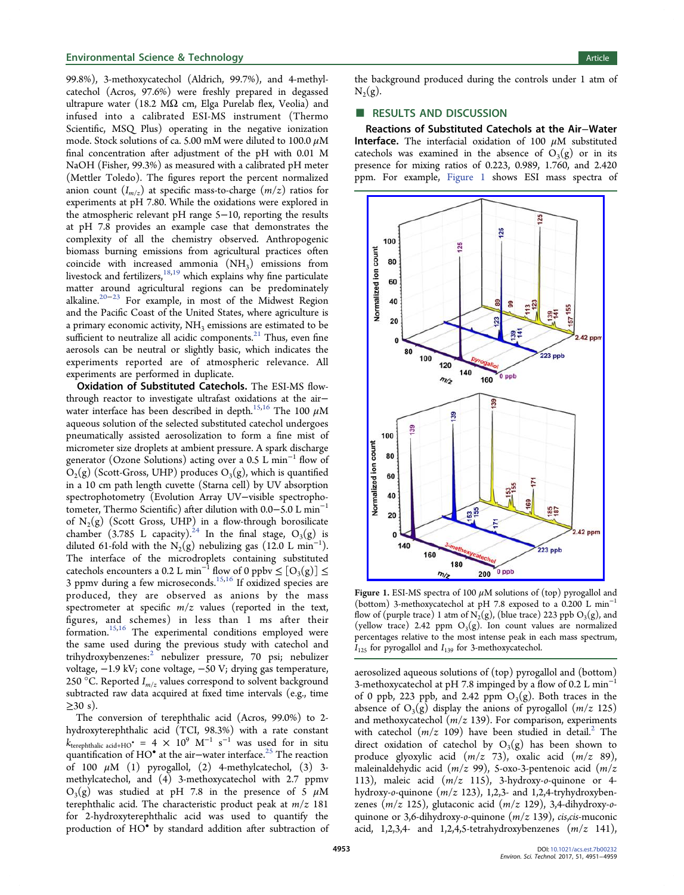99.8%), 3-methoxycatechol (Aldrich, 99.7%), and 4-methylcatechol (Acros, 97.6%) were freshly prepared in degassed ultrapure water (18.2 MΩ cm, Elga Purelab flex, Veolia) and infused into a calibrated ESI-MS instrument (Thermo Scientific, MSQ Plus) operating in the negative ionization mode. Stock solutions of ca. 5.00 mM were diluted to 100.0 μM final concentration after adjustment of the pH with 0.01 M NaOH (Fisher, 99.3%) as measured with a calibrated pH meter (Mettler Toledo). The figures report the percent normalized anion count ($I_{m/z}$) at specific mass-to-charge ($m/z$) ratios for experiments at pH 7.80. While the oxidations were explored in the atmospheric relevant pH range 5−10, reporting the results at pH 7.8 provides an example case that demonstrates the complexity of all the chemistry observed. Anthropogenic biomass burning emissions from agricultural practices often coincide with increased ammonia ($NH_3$) emissions from livestock and fertilizers,[18,19] which explains why fine particulate matter around agricultural regions can be predominately alkaline.[20−23] For example, in most of the Midwest Region and the Pacific Coast of the United States, where agriculture is a primary economic activity, $NH_3$ emissions are estimated to be sufficient to neutralize all acidic components.[21] Thus, even fine aerosols can be neutral or slightly basic, which indicates the experiments reported are of atmospheric relevance. All experiments are performed in duplicate.

**Oxidation of Substituted Catechols.** The ESI-MS flow-through reactor to investigate ultrafast oxidations at the air−water interface has been described in depth.[15,16] The 100 μM aqueous solution of the selected substituted catechol undergoes pneumatically assisted aerosolization to form a fine mist of micrometer size droplets at ambient pressure. A spark discharge generator (Ozone Solutions) acting over a 0.5 L min$^{-1}$ flow of $O_2$(g) (Scott-Gross, UHP) produces $O_3$(g), which is quantified in a 10 cm path length cuvette (Starna cell) by UV absorption spectrophotometry (Evolution Array UV−visible spectrophotometer, Thermo Scientific) after dilution with 0.0−5.0 L min$^{-1}$ of $N_2$(g) (Scott Gross, UHP) in a flow-through borosilicate chamber (3.785 L capacity).[24] In the final stage, $O_3$(g) is diluted 61-fold with the $N_2$(g) nebulizing gas (12.0 L min$^{-1}$). The interface of the microdroplets containing substituted catechols encounters a 0.2 L min$^{-1}$ flow of 0 ppbv ≤ [$O_3$(g)] ≤ 3 ppmv during a few microseconds.[15,16] If oxidized species are produced, they are observed as anions by the mass spectrometer at specific $m/z$ values (reported in the text, figures, and schemes) in less than 1 ms after their formation.[15,16] The experimental conditions employed were the same used during the previous study with catechol and trihydroxybenzenes:[2] nebulizer pressure, 70 psi; nebulizer voltage, −1.9 kV; cone voltage, −50 V; drying gas temperature, 250 °C. Reported $I_{m/z}$ values correspond to solvent background subtracted raw data acquired at fixed time intervals (e.g., time ≥30 s).

The conversion of terephthalic acid (Acros, 99.0%) to 2-hydroxyterephthalic acid (TCI, 98.3%) with a rate constant $k_{\text{terephthalic acid+HO}^\bullet} = 4 \times 10^9$ M$^{-1}$ s$^{-1}$ was used for in situ quantification of HO$^\bullet$ at the air−water interface.[25] The reaction of 100 μM (1) pyrogallol, (2) 4-methylcatechol, (3) 3-methylcatechol, and (4) 3-methoxycatechol with 2.7 ppmv $O_3$(g) was studied at pH 7.8 in the presence of 5 μM terephthalic acid. The characteristic product peak at $m/z$ 181 for 2-hydroxyterephthalic acid was used to quantify the production of HO$^\bullet$ by standard addition after subtraction of the background produced during the controls under 1 atm of $N_2$(g).

## RESULTS AND DISCUSSION

**Reactions of Substituted Catechols at the Air−Water Interface.** The interfacial oxidation of 100 μM substituted catechols was examined in the absence of $O_3$(g) or in its presence for mixing ratios of 0.223, 0.989, 1.760, and 2.420 ppm. For example, Figure 1 shows ESI mass spectra of aerosolized aqueous solutions of (top) pyrogallol and (bottom) 3-methoxycatechol at pH 7.8 impinged by a flow of 0.2 L min$^{-1}$ of 0 ppb, 223 ppb, and 2.42 ppm $O_3$(g). Both traces in the absence of $O_3$(g) display the anions of pyrogallol ($m/z$ 125) and methoxycatechol ($m/z$ 139). For comparison, experiments with catechol ($m/z$ 109) have been studied in detail.[2] The direct oxidation of catechol by $O_3$(g) has been shown to produce glyoxylic acid ($m/z$ 73), oxalic acid ($m/z$ 89), maleinaldehydic acid ($m/z$ 99), 5-oxo-3-pentenoic acid ($m/z$ 113), maleic acid ($m/z$ 115), 3-hydroxy-*o*-quinone or 4-hydroxy-*o*-quinone ($m/z$ 123), 1,2,3- and 1,2,4-tryhydroxybenzenes ($m/z$ 125), glutaconic acid ($m/z$ 129), 3,4-dihydroxy-*o*-quinone or 3,6-dihydroxy-*o*-quinone ($m/z$ 139), *cis*,*cis*-muconic acid, 1,2,3,4- and 1,2,4,5-tetrahydroxybenzenes ($m/z$ 141),

Figure 1. ESI-MS spectra of 100 μM solutions of (top) pyrogallol and (bottom) 3-methoxycatechol at pH 7.8 exposed to a 0.200 L min$^{-1}$ flow of (purple trace) 1 atm of $N_2$(g), (blue trace) 223 ppb $O_3$(g), and (yellow trace) 2.42 ppm $O_3$(g). Ion count values are normalized percentages relative to the most intense peak in each mass spectrum, $I_{125}$ for pyrogallol and $I_{139}$ for 3-methoxycatechol.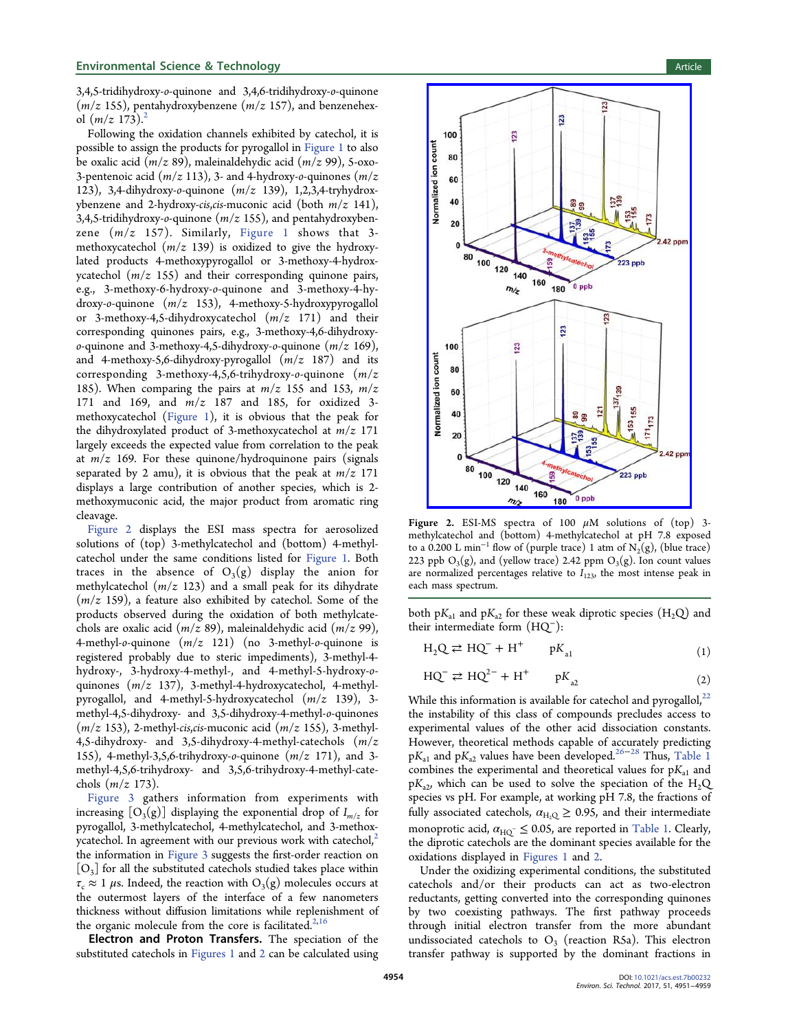3,4,5-tridihydroxy-*o*-quinone and 3,4,6-tridihydroxy-*o*-quinone ($m/z$ 155), pentahydroxybenzene ($m/z$ 157), and benzenehexol ($m/z$ 173).[2]

Following the oxidation channels exhibited by catechol, it is possible to assign the products for pyrogallol in Figure 1 to also be oxalic acid ($m/z$ 89), maleinaldehydic acid ($m/z$ 99), 5-oxo-3-pentenoic acid ($m/z$ 113), 3- and 4-hydroxy-*o*-quinones ($m/z$ 123), 3,4-dihydroxy-*o*-quinone ($m/z$ 139), 1,2,3,4-tryhydroxybenzene and 2-hydroxy-*cis*,*cis*-muconic acid (both $m/z$ 141), 3,4,5-tridihydroxy-*o*-quinone ($m/z$ 155), and pentahydroxybenzene ($m/z$ 157). Similarly, Figure 1 shows that 3-methoxycatechol ($m/z$ 139) is oxidized to give the hydroxylated products 4-methoxypyrogallol or 3-methoxy-4-hydroxycatechol ($m/z$ 155) and their corresponding quinone pairs, e.g., 3-methoxy-6-hydroxy-*o*-quinone and 3-methoxy-4-hydroxy-*o*-quinone ($m/z$ 153), 4-methoxy-5-hydroxypyrogallol or 3-methoxy-4,5-dihydroxycatechol ($m/z$ 171) and their corresponding quinones pairs, e.g., 3-methoxy-4,6-dihydroxy-*o*-quinone and 3-methoxy-4,5-dihydroxy-*o*-quinone ($m/z$ 169), and 4-methoxy-5,6-dihydroxy-pyrogallol ($m/z$ 187) and its corresponding 3-methoxy-4,5,6-trihydroxy-*o*-quinone ($m/z$ 185). When comparing the pairs at $m/z$ 155 and 153, $m/z$ 171 and 169, and $m/z$ 187 and 185, for oxidized 3-methoxycatechol (Figure 1), it is obvious that the peak for the dihydroxylated product of 3-methoxycatechol at $m/z$ 171 largely exceeds the expected value from correlation to the peak at $m/z$ 169. For these quinone/hydroquinone pairs (signals separated by 2 amu), it is obvious that the peak at $m/z$ 171 displays a large contribution of another species, which is 2-methoxymuconic acid, the major product from aromatic ring cleavage.

Figure 2 displays the ESI mass spectra for aerosolized solutions of (top) 3-methylcatechol and (bottom) 4-methylcatechol under the same conditions listed for Figure 1. Both traces in the absence of $O_3(g)$ display the anion for methylcatechol ($m/z$ 123) and a small peak for its dihydrate ($m/z$ 159), a feature also exhibited by catechol. Some of the products observed during the oxidation of both methylcatechols are oxalic acid ($m/z$ 89), maleinaldehydic acid ($m/z$ 99), 4-methyl-*o*-quinone ($m/z$ 121) (no 3-methyl-*o*-quinone is registered probably due to steric impediments), 3-methyl-4-hydroxy-, 3-hydroxy-4-methyl-, and 4-methyl-5-hydroxy-*o*-quinones ($m/z$ 137), 3-methyl-4-hydroxycatechol, 4-methylpyrogallol, and 4-methyl-5-hydroxycatechol ($m/z$ 139), 3-methyl-4,5-dihydroxy- and 3,5-dihydroxy-4-methyl-*o*-quinones ($m/z$ 153), 2-methyl-*cis*,*cis*-muconic acid ($m/z$ 155), 3-methyl-4,5-dihydroxy- and 3,5-dihydroxy-4-methyl-catechols ($m/z$ 155), 4-methyl-3,5,6-trihydroxy-*o*-quinone ($m/z$ 171), and 3-methyl-4,5,6-trihydroxy- and 3,5,6-trihydroxy-4-methyl-catechols ($m/z$ 173).

Figure 3 gathers information from experiments with increasing $[O_3(g)]$ displaying the exponential drop of $I_{m/z}$ for pyrogallol, 3-methylcatechol, 4-methylcatechol, and 3-methoxycatechol. In agreement with our previous work with catechol,[2] the information in Figure 3 suggests the first-order reaction on $[O_3]$ for all the substituted catechols studied takes place within $\tau_c \approx 1$ μs. Indeed, the reaction with $O_3(g)$ molecules occurs at the outermost layers of the interface of a few nanometers thickness without diffusion limitations while replenishment of the organic molecule from the core is facilitated.[2,16]

**Electron and Proton Transfers.** The speciation of the substituted catechols in Figures 1 and 2 can be calculated using both $pK_{a1}$ and $pK_{a2}$ for these weak diprotic species ($H_2Q$) and their intermediate form ($HQ^-$):

$$H_2Q \rightleftarrows HQ^- + H^+ \qquad pK_{a1} \tag{1}$$

$$HQ^- \rightleftarrows HQ^{2-} + H^+ \qquad pK_{a2} \tag{2}$$

While this information is available for catechol and pyrogallol,[22] the instability of this class of compounds precludes access to experimental values of the other acid dissociation constants. However, theoretical methods capable of accurately predicting $pK_{a1}$ and $pK_{a2}$ values have been developed.[26−28] Thus, Table 1 combines the experimental and theoretical values for $pK_{a1}$ and $pK_{a2}$, which can be used to solve the speciation of the $H_2Q$ species vs pH. For example, at working pH 7.8, the fractions of fully associated catechols, $\alpha_{H_2Q} \geq 0.95$, and their intermediate monoprotic acid, $\alpha_{HQ^-} \leq 0.05$, are reported in Table 1. Clearly, the diprotic catechols are the dominant species available for the oxidations displayed in Figures 1 and 2.

Under the oxidizing experimental conditions, the substituted catechols and/or their products can act as two-electron reductants, getting converted into the corresponding quinones by two coexisting pathways. The first pathway proceeds through initial electron transfer from the more abundant undissociated catechols to $O_3$ (reaction R5a). This electron transfer pathway is supported by the dominant fractions in

Figure 2. ESI-MS spectra of 100 μM solutions of (top) 3-methylcatechol and (bottom) 4-methylcatechol at pH 7.8 exposed to a 0.200 L min$^{-1}$ flow of (purple trace) 1 atm of $N_2(g)$, (blue trace) 223 ppb $O_3(g)$, and (yellow trace) 2.42 ppm $O_3(g)$. Ion count values are normalized percentages relative to $I_{123}$, the most intense peak in each mass spectrum.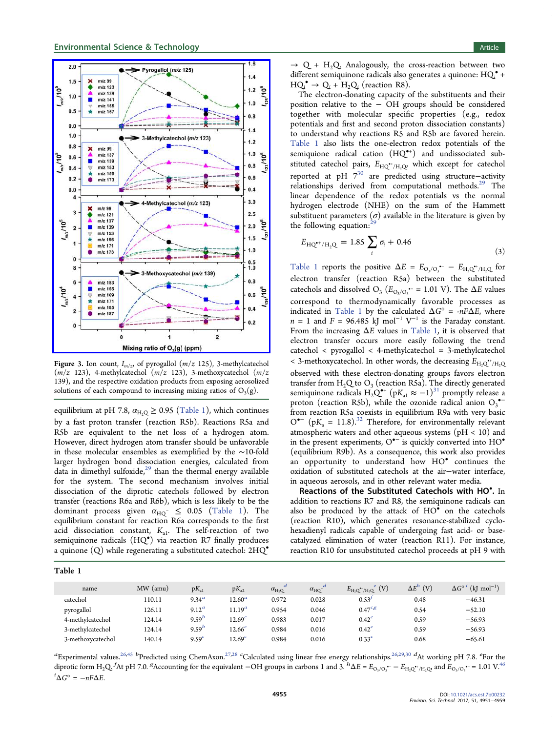Figure 3. Ion count, $I_{m/z}$, of pyrogallol ($m/z$ 125), 3-methylcatechol ($m/z$ 123), 4-methylcatechol ($m/z$ 123), 3-methoxycatechol ($m/z$ 139), and the respective oxidation products from exposing aerosolized solutions of each compound to increasing mixing ratios of $O_3$(g).

equilibrium at pH 7.8, $\alpha_{H_2Q} \geq 0.95$ (Table 1), which continues by a fast proton transfer (reaction R5b). Reactions R5a and R5b are equivalent to the net loss of a hydrogen atom. However, direct hydrogen atom transfer should be unfavorable in these molecular ensembles as exemplified by the ~10-fold larger hydrogen bond dissociation energies, calculated from data in dimethyl sulfoxide,[29] than the thermal energy available for the system. The second mechanism involves initial dissociation of the diprotic catechols followed by electron transfer (reactions R6a and R6b), which is less likely to be the dominant process given $\alpha_{HQ^-} \leq 0.05$ (Table 1). The equilibrium constant for reaction R6a corresponds to the first acid dissociation constant, $K_{a1}$. The self-reaction of two semiquinone radicals ($HQ^\bullet$) via reaction R7 finally produces a quinone (Q) while regenerating a substituted catechol: $2HQ^\bullet \rightarrow Q + H_2Q$. Analogously, the cross-reaction between two different semiquinone radicals also generates a quinone: $HQ_i^\bullet + HQ_j^\bullet \rightarrow Q_i + H_2Q_j$ (reaction R8).

The electron-donating capacity of the substituents and their position relative to the −OH groups should be considered together with molecular specific properties (e.g., redox potentials and first and second proton dissociation constants) to understand why reactions R5 and R5b are favored herein. Table 1 also lists the one-electron redox potentials of the semiquinone radical cation ($HQ^{\bullet+}$) and undissociated substituted catechol pairs, $E_{HQ^{\bullet+}/H_2Q}$, which except for catechol reported at pH 7[30] are predicted using structure−activity relationships derived from computational methods.[29] The linear dependence of the redox potentials vs the normal hydrogen electrode (NHE) on the sum of the Hammett substituent parameters ($\sigma$) available in the literature is given by the following equation:[29]

$$E_{HQ^{\bullet+}/H_2Q} = 1.85 \sum_i \sigma_i + 0.46 \tag{3}$$

Table 1 reports the positive $\Delta E = E_{O_3/O_3^{\bullet-}} - E_{H_2Q^{\bullet+}/H_2Q}$ for electron transfer (reaction R5a) between the substituted catechols and dissolved $O_3$ ($E_{O_3/O_3^{\bullet-}} = 1.01$ V). The $\Delta E$ values correspond to thermodynamically favorable processes as indicated in Table 1 by the calculated $\Delta G^\circ = -nF\Delta E$, where $n = 1$ and $F = 96.485$ kJ mol$^{-1}$ V$^{-1}$ is the Faraday constant. From the increasing $\Delta E$ values in Table 1, it is observed that electron transfer occurs more easily following the trend catechol < pyrogallol < 4-methylcatechol = 3-methylcatechol < 3-methoxycatechol. In other words, the decreasing $E_{H_2Q^{\bullet+}/H_2Q}$ observed with these electron-donating groups favors electron transfer from $H_2Q$ to $O_3$ (reaction R5a). The directly generated semiquinone radicals $H_2Q^{\bullet+}$ ($pK_a \approx -1$)[31] promptly release a proton (reaction R5b), while the ozonide radical anion $O_3^{\bullet-}$ from reaction R5a coexists in equilibrium R9a with very basic $O^{\bullet-}$ ($pK_a = 11.8$).[32] Therefore, for environmentally relevant atmospheric waters and other aqueous systems (pH < 10) and in the present experiments, $O^{\bullet-}$ is quickly converted into $HO^\bullet$ (equilibrium R9b). As a consequence, this work also provides an opportunity to understand how $HO^\bullet$ continues the oxidation of substituted catechols at the air−water interface, in aqueous aerosols, and in other relevant water media.

**Reactions of the Substituted Catechols with $HO^\bullet$.** In addition to reactions R7 and R8, the semiquinone radicals can also be produced by the attack of $HO^\bullet$ on the catechols (reaction R10), which generates resonance-stabilized cyclohexadienyl radicals capable of undergoing fast acid- or base-catalyzed elimination of water (reaction R11). For instance, reaction R10 for unsubstituted catechol proceeds at pH 9 with

Table 1

| name | MW (amu) | $pK_{a1}$ | $pK_{a2}$ | $\alpha_{H_2Q}$ [d] | $\alpha_{HQ^-}$ [d] | $E_{H_2Q^{\bullet+}/H_2Q}$ [e] (V) | $\Delta E$ [h] (V) | $\Delta G^\circ$ [i] (kJ mol$^{-1}$) |
|---|---|---|---|---|---|---|---|---|
| catechol | 110.11 | 9.34[a] | 12.60[a] | 0.972 | 0.028 | 0.53[f] | 0.48 | −46.31 |
| pyrogallol | 126.11 | 9.12[a] | 11.19[a] | 0.954 | 0.046 | 0.47[c,g] | 0.54 | −52.10 |
| 4-methylcatechol | 124.14 | 9.59[b] | 12.69[c] | 0.983 | 0.017 | 0.42[c] | 0.59 | −56.93 |
| 3-methylcatechol | 124.14 | 9.59[b] | 12.66[c] | 0.984 | 0.016 | 0.42[c] | 0.59 | −56.93 |
| 3-methoxycatechol | 140.14 | 9.59[c] | 12.69[c] | 0.984 | 0.016 | 0.33[c] | 0.68 | −65.61 |

[a]Experimental values.[26,45] [b]Predicted using ChemAxon.[27,28] [c]Calculated using linear free energy relationships.[26,29,30] [d]At working pH 7.8. [e]For the diprotic form $H_2Q$. [f]At pH 7.0. [g]Accounting for the equivalent −OH groups in carbons 1 and 3. [h]$\Delta E = E_{O_3/O_3^{\bullet-}} - E_{H_2Q^{\bullet+}/H_2Q}$ and $E_{O_3/O_3^{\bullet-}} = 1.01$ V.[46] [i]$\Delta G^\circ = -nF\Delta E$.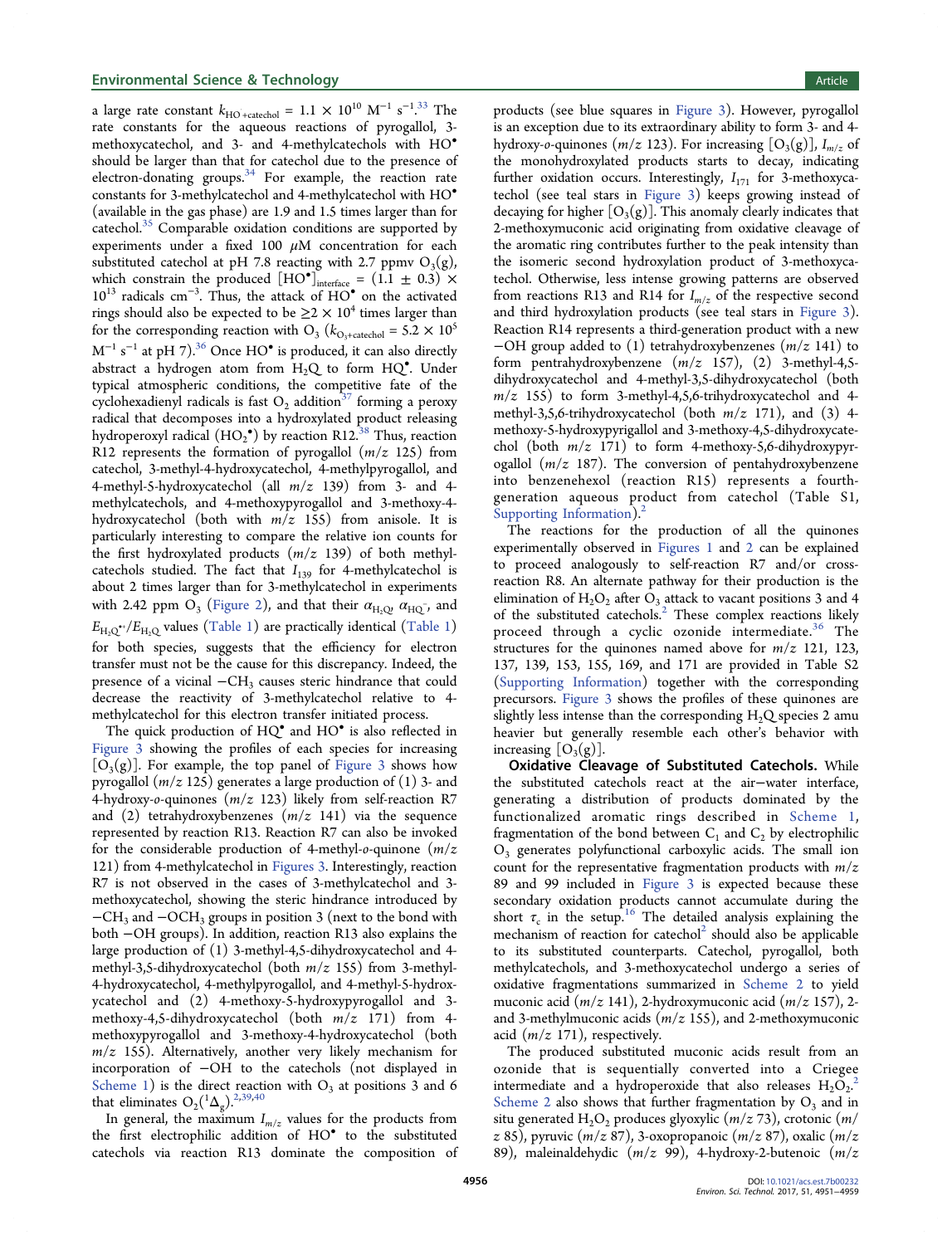a large rate constant $k_{HO^\bullet+catechol} = 1.1 \times 10^{10}$ $M^{-1}$ $s^{-1}$.[33] The rate constants for the aqueous reactions of pyrogallol, 3-methoxycatechol, and 3- and 4-methylcatechols with $HO^\bullet$ should be larger than that for catechol due to the presence of electron-donating groups.[34] For example, the reaction rate constants for 3-methylcatechol and 4-methylcatechol with $HO^\bullet$ (available in the gas phase) are 1.9 and 1.5 times larger than for catechol.[35] Comparable oxidation conditions are supported by experiments under a fixed 100 μM concentration for each substituted catechol at pH 7.8 reacting with 2.7 ppmv $O_3(g)$, which constrain the produced $[HO^\bullet]_{interface} = (1.1 \pm 0.3) \times 10^{13}$ radicals $cm^{-3}$. Thus, the attack of $HO^\bullet$ on the activated rings should also be expected to be $\geq 2 \times 10^4$ times larger than for the corresponding reaction with $O_3$ ($k_{O_3+catechol} = 5.2 \times 10^5$ $M^{-1}$ $s^{-1}$ at pH 7).[36] Once $HO^\bullet$ is produced, it can also directly abstract a hydrogen atom from $H_2Q$ to form $HQ^\bullet$. Under typical atmospheric conditions, the competitive fate of the cyclohexadienyl radicals is fast $O_2$ addition[37] forming a peroxy radical that decomposes into a hydroxylated product releasing hydroperoxyl radical ($HO_2^\bullet$) by reaction R12.[38] Thus, reaction R12 represents the formation of pyrogallol ($m/z$ 125) from catechol, 3-methyl-4-hydroxycatechol, 4-methylpyrogallol, and 4-methyl-5-hydroxycatechol (all $m/z$ 139) from 3- and 4-methylcatechols, and 4-methoxypyrogallol and 3-methoxy-4-hydroxycatechol (both with $m/z$ 155) from anisole. It is particularly interesting to compare the relative ion counts for the first hydroxylated products ($m/z$ 139) of both methylcatechols studied. The fact that $I_{139}$ for 4-methylcatechol is about 2 times larger than for 3-methylcatechol in experiments with 2.42 ppm $O_3$ (Figure 2), and that their $\alpha_{H_2Q}$, $\alpha_{HQ^-}$, and $E_{H_2Q^{\bullet+}}/E_{H_2Q}$ values (Table 1) are practically identical (Table 1) for both species, suggests that the efficiency for electron transfer must not be the cause for this discrepancy. Indeed, the presence of a vicinal $-CH_3$ causes steric hindrance that could decrease the reactivity of 3-methylcatechol relative to 4-methylcatechol for this electron transfer initiated process.

The quick production of $HQ^\bullet$ and $HO^\bullet$ is also reflected in Figure 3 showing the profiles of each species for increasing $[O_3(g)]$. For example, the top panel of Figure 3 shows how pyrogallol ($m/z$ 125) generates a large production of (1) 3- and 4-hydroxy-*o*-quinones ($m/z$ 123) likely from self-reaction R7 and (2) tetrahydroxybenzenes ($m/z$ 141) via the sequence represented by reaction R13. Reaction R7 can also be invoked for the considerable production of 4-methyl-*o*-quinone ($m/z$ 121) from 4-methylcatechol in Figures 3. Interestingly, reaction R7 is not observed in the cases of 3-methylcatechol and 3-methoxycatechol, showing the steric hindrance introduced by $-CH_3$ and $-OCH_3$ groups in position 3 (next to the bond with both $-OH$ groups). In addition, reaction R13 also explains the large production of (1) 3-methyl-4,5-dihydroxycatechol and 4-methyl-3,5-dihydroxycatechol (both $m/z$ 155) from 3-methyl-4-hydroxycatechol, 4-methylpyrogallol, and 4-methyl-5-hydroxycatechol and (2) 4-methoxy-5-hydroxypyrogallol and 3-methoxy-4,5-dihydroxycatechol (both $m/z$ 171) from 4-methoxypyrogallol and 3-methoxy-4-hydroxycatechol (both $m/z$ 155). Alternatively, another very likely mechanism for incorporation of $-OH$ to the catechols (not displayed in Scheme 1) is the direct reaction with $O_3$ at positions 3 and 6 that eliminates $O_2(^1\Delta_g)$.[2,39,40]

In general, the maximum $I_{m/z}$ values for the products from the first electrophilic addition of $HO^\bullet$ to the substituted catechols via reaction R13 dominate the composition of products (see blue squares in Figure 3). However, pyrogallol is an exception due to its extraordinary ability to form 3- and 4-hydroxy-*o*-quinones ($m/z$ 123). For increasing $[O_3(g)]$, $I_{m/z}$ of the monohydroxylated products starts to decay, indicating further oxidation occurs. Interestingly, $I_{171}$ for 3-methoxycatechol (see teal stars in Figure 3) keeps growing instead of decaying for higher $[O_3(g)]$. This anomaly clearly indicates that 2-methoxymuconic acid originating from oxidative cleavage of the aromatic ring contributes further to the peak intensity than the isomeric second hydroxylation product of 3-methoxycatechol. Otherwise, less intense growing patterns are observed from reactions R13 and R14 for $I_{m/z}$ of the respective second and third hydroxylation products (see teal stars in Figure 3). Reaction R14 represents a third-generation product with a new $-OH$ group added to (1) tetrahydroxybenzenes ($m/z$ 141) to form pentrahydroxybenzene ($m/z$ 157), (2) 3-methyl-4,5-dihydroxycatechol and 4-methyl-3,5-dihydroxycatechol (both $m/z$ 155) to form 3-methyl-4,5,6-trihydroxycatechol and 4-methyl-3,5,6-trihydroxycatechol (both $m/z$ 171), and (3) 4-methoxy-5-hydroxypyrigallol and 3-methoxy-4,5-dihydroxycatechol (both $m/z$ 171) to form 4-methoxy-5,6-dihydroxypyrogallol ($m/z$ 187). The conversion of pentahydroxybenzene into benzenehexol (reaction R15) represents a fourth-generation aqueous product from catechol (Table S1, Supporting Information).[2]

The reactions for the production of all the quinones experimentally observed in Figures 1 and 2 can be explained to proceed analogously to self-reaction R7 and/or cross-reaction R8. An alternate pathway for their production is the elimination of $H_2O_2$ after $O_3$ attack to vacant positions 3 and 4 of the substituted catechols.[2] These complex reactions likely proceed through a cyclic ozonide intermediate.[36] The structures for the quinones named above for $m/z$ 121, 123, 137, 139, 153, 155, 169, and 171 are provided in Table S2 (Supporting Information) together with the corresponding precursors. Figure 3 shows the profiles of these quinones are slightly less intense than the corresponding $H_2Q$ species 2 amu heavier but generally resemble each other's behavior with increasing $[O_3(g)]$.

**Oxidative Cleavage of Substituted Catechols.** While the substituted catechols react at the air–water interface, generating a distribution of products dominated by the functionalized aromatic rings described in Scheme 1, fragmentation of the bond between $C_1$ and $C_2$ by electrophilic $O_3$ generates polyfunctional carboxylic acids. The small ion count for the representative fragmentation products with $m/z$ 89 and 99 included in Figure 3 is expected because these secondary oxidation products cannot accumulate during the short $\tau_c$ in the setup.[16] The detailed analysis explaining the mechanism of reaction for catechol[2] should also be applicable to its substituted counterparts. Catechol, pyrogallol, both methylcatechols, and 3-methoxycatechol undergo a series of oxidative fragmentations summarized in Scheme 2 to yield muconic acid ($m/z$ 141), 2-hydroxymuconic acid ($m/z$ 157), 2- and 3-methylmuconic acids ($m/z$ 155), and 2-methoxymuconic acid ($m/z$ 171), respectively.

The produced substituted muconic acids result from an ozonide that is sequentially converted into a Criegee intermediate and a hydroperoxide that also releases $H_2O_2$.[2] Scheme 2 also shows that further fragmentation by $O_3$ and in situ generated $H_2O_2$ produces glyoxylic ($m/z$ 73), crotonic ($m/z$ 85), pyruvic ($m/z$ 87), 3-oxopropanoic ($m/z$ 87), oxalic ($m/z$ 89), maleinaldehydic ($m/z$ 99), 4-hydroxy-2-butenoic ($m/z$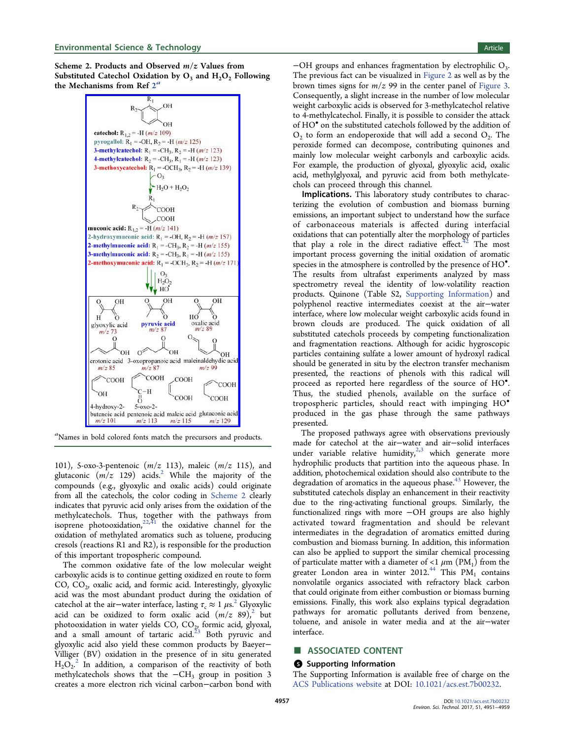**Scheme 2. Products and Observed $m/z$ Values from Substituted Catechol Oxidation by $O_3$ and $H_2O_2$ Following the Mechanisms from Ref 2[a]**

catechol: $R_{1,2}$ = -H ($m/z$ 109)
pyrogallol: $R_1$ = -OH, $R_2$ = -H ($m/z$ 125)
3-methylcatechol: $R_1$ = -$CH_3$, $R_2$ = -H ($m/z$ 123)
4-methylcatechol: $R_2$ = -$CH_3$, $R_1$ = -H ($m/z$ 123)
3-methoxycatechol: $R_1$ = -$OCH_3$, $R_2$ = -H ($m/z$ 139)

$O_3$; $H_2O + H_2O_2$

muconic acid: $R_{1,2}$ = -H ($m/z$ 141)
2-hydroxymuconic acid: $R_1$ = -OH, $R_2$ = -H ($m/z$ 157)
2-methylmuconic acid: $R_1$ = -$CH_3$, $R_2$ = -H ($m/z$ 155)
3-methylmuconic acid: $R_2$ = -$CH_3$, $R_1$ = -H ($m/z$ 155)
2-methoxymuconic acid: $R_1$ = -$OCH_3$, $R_2$ = -H ($m/z$ 171)

$O_3$; $H_2O_2$; $HO^•$

glyoxylic acid $m/z$ 73; pyruvic acid $m/z$ 87; oxalic acid $m/z$ 89; crotonic acid $m/z$ 85; 3-oxopropanoic acid $m/z$ 87; maleinaldehydic acid $m/z$ 99; 4-hydroxy-2-butenoic acid $m/z$ 101; 5-oxo-2-pentenoic acid $m/z$ 113; maleic acid $m/z$ 115; glutaconic acid $m/z$ 129

[a]Names in bold colored fonts match the precursors and products.

101), 5-oxo-3-pentenoic ($m/z$ 113), maleic ($m/z$ 115), and glutaconic ($m/z$ 129) acids.[2] While the majority of the compounds (e.g., glyoxylic and oxalic acids) could originate from all the catechols, the color coding in Scheme 2 clearly indicates that pyruvic acid only arises from the oxidation of the methylcatechols. Thus, together with the pathways from isoprene photooxidation,[22,41] the oxidative channel for the oxidation of methylated aromatics such as toluene, producing cresols (reactions R1 and R2), is responsible for the production of this important tropospheric compound.

The common oxidative fate of the low molecular weight carboxylic acids is to continue getting oxidized en route to form CO, $CO_2$, oxalic acid, and formic acid. Interestingly, glyoxylic acid was the most abundant product during the oxidation of catechol at the air–water interface, lasting $\tau_c \approx 1$ $\mu$s.[2] Glyoxylic acid can be oxidized to form oxalic acid ($m/z$ 89),[2] but photooxidation in water yields CO, $CO_2$, formic acid, glyoxal, and a small amount of tartaric acid.[23] Both pyruvic and glyoxylic acid also yield these common products by Baeyer–Villiger (BV) oxidation in the presence of in situ generated $H_2O_2$.[2] In addition, a comparison of the reactivity of methylcatechols shows that the $-CH_3$ group in position 3 creates a more electron rich vicinal carbon–carbon bond with −OH groups and enhances fragmentation by electrophilic $O_3$. The previous fact can be visualized in Figure 2 as well as by the brown times signs for $m/z$ 99 in the center panel of Figure 3. Consequently, a slight increase in the number of low molecular weight carboxylic acids is observed for 3-methylcatechol relative to 4-methylcatechol. Finally, it is possible to consider the attack of $HO^•$ on the substituted catechols followed by the addition of $O_2$ to form an endoperoxide that will add a second $O_2$. The peroxide formed can decompose, contributing quinones and mainly low molecular weight carbonyls and carboxylic acids. For example, the production of glyoxal, glyoxylic acid, oxalic acid, methylglyoxal, and pyruvic acid from both methylcatechols can proceed through this channel.

**Implications.** This laboratory study contributes to characterizing the evolution of combustion and biomass burning emissions, an important subject to understand how the surface of carbonaceous materials is affected during interfacial oxidations that can potentially alter the morphology of particles that play a role in the direct radiative effect.[42] The most important process governing the initial oxidation of aromatic species in the atmosphere is controlled by the presence of $HO^•$. The results from ultrafast experiments analyzed by mass spectrometry reveal the identity of low-volatility reaction products. Quinone (Table S2, Supporting Information) and polyphenol reactive intermediates coexist at the air–water interface, where low molecular weight carboxylic acids found in brown clouds are produced. The quick oxidation of all substituted catechols proceeds by competing functionalization and fragmentation reactions. Although for acidic hygroscopic particles containing sulfate a lower amount of hydroxyl radical should be generated in situ by the electron transfer mechanism presented, the reactions of phenols with this radical will proceed as reported here regardless of the source of $HO^•$. Thus, the studied phenols, available on the surface of tropospheric particles, should react with impinging $HO^•$ produced in the gas phase through the same pathways presented.

The proposed pathways agree with observations previously made for catechol at the air–water and air–solid interfaces under variable relative humidity,[2,3] which generate more hydrophilic products that partition into the aqueous phase. In addition, photochemical oxidation should also contribute to the degradation of aromatics in the aqueous phase.[43] However, the substituted catechols display an enhancement in their reactivity due to the ring-activating functional groups. Similarly, the functionalized rings with more −OH groups are also highly activated toward fragmentation and should be relevant intermediates in the degradation of aromatics emitted during combustion and biomass burning. In addition, this information can also be applied to support the similar chemical processing of particulate matter with a diameter of <1 $\mu$m ($PM_1$) from the greater London area in winter 2012.[44] This $PM_1$ contains nonvolatile organics associated with refractory black carbon that could originate from either combustion or biomass burning emissions. Finally, this work also explains typical degradation pathways for aromatic pollutants derived from benzene, toluene, and anisole in water media and at the air–water interface.

## ■ ASSOCIATED CONTENT

### Supporting Information

The Supporting Information is available free of charge on the ACS Publications website at DOI: 10.1021/acs.est.7b00232.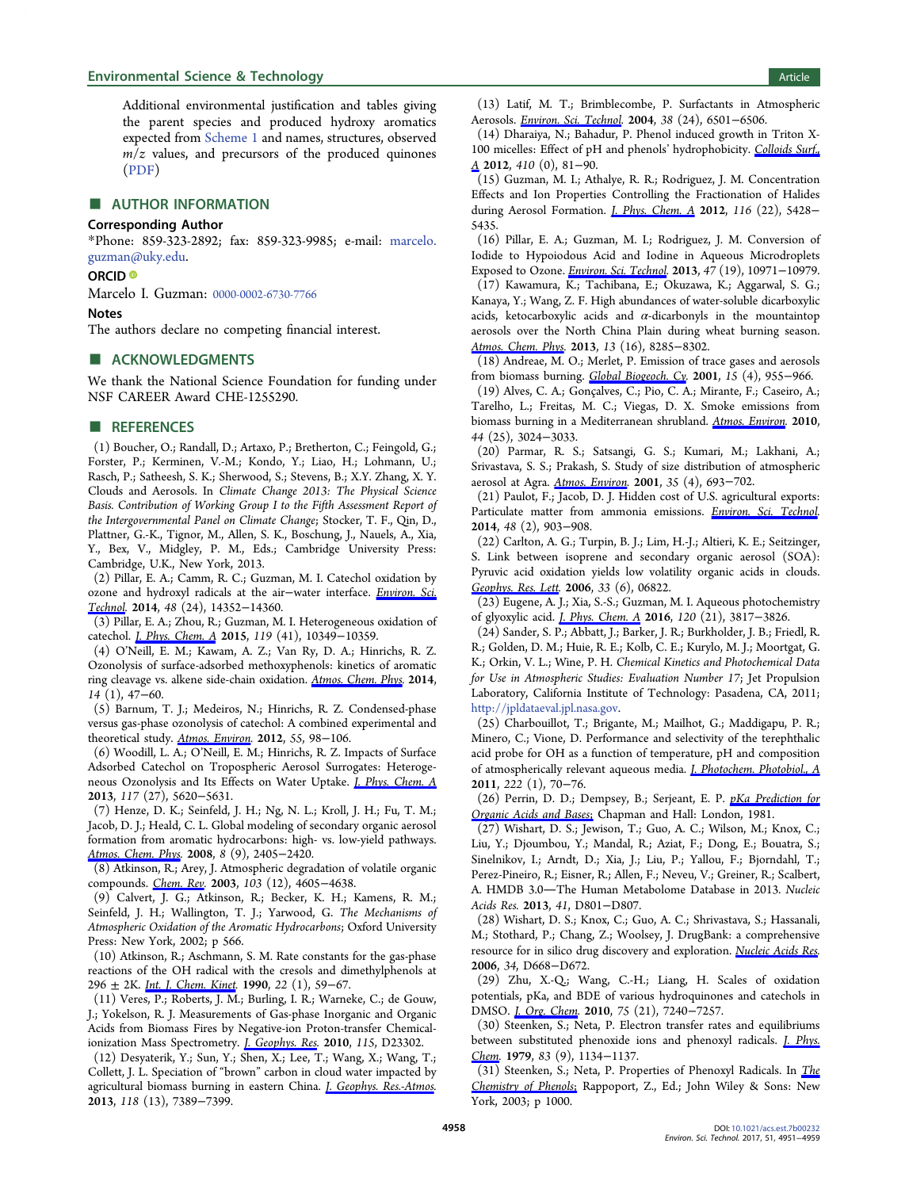Additional environmental justification and tables giving the parent species and produced hydroxy aromatics expected from Scheme 1 and names, structures, observed $m/z$ values, and precursors of the produced quinones (PDF)

## AUTHOR INFORMATION

### Corresponding Author

*Phone: 859-323-2892; fax: 859-323-9985; e-mail: marcelo.guzman@uky.edu.

### ORCID

Marcelo I. Guzman: 0000-0002-6730-7766

### Notes

The authors declare no competing financial interest.

## ACKNOWLEDGMENTS

We thank the National Science Foundation for funding under NSF CAREER Award CHE-1255290.

## REFERENCES

(1) Boucher, O.; Randall, D.; Artaxo, P.; Bretherton, C.; Feingold, G.; Forster, P.; Kerminen, V.-M.; Kondo, Y.; Liao, H.; Lohmann, U.; Rasch, P.; Satheesh, S. K.; Sherwood, S.; Stevens, B.; X.Y. Zhang, X. Y. Clouds and Aerosols. In *Climate Change 2013: The Physical Science Basis. Contribution of Working Group I to the Fifth Assessment Report of the Intergovernmental Panel on Climate Change*; Stocker, T. F., Qin, D., Plattner, G.-K., Tignor, M., Allen, S. K., Boschung, J., Nauels, A., Xia, Y., Bex, V., Midgley, P. M., Eds.; Cambridge University Press: Cambridge, U.K., New York, 2013.

(2) Pillar, E. A.; Camm, R. C.; Guzman, M. I. Catechol oxidation by ozone and hydroxyl radicals at the air–water interface. *Environ. Sci. Technol.* **2014**, *48* (24), 14352–14360.

(3) Pillar, E. A.; Zhou, R.; Guzman, M. I. Heterogeneous oxidation of catechol. *J. Phys. Chem. A* **2015**, *119* (41), 10349–10359.

(4) O'Neill, E. M.; Kawam, A. Z.; Van Ry, D. A.; Hinrichs, R. Z. Ozonolysis of surface-adsorbed methoxyphenols: kinetics of aromatic ring cleavage vs. alkene side-chain oxidation. *Atmos. Chem. Phys.* **2014**, *14* (1), 47–60.

(5) Barnum, T. J.; Medeiros, N.; Hinrichs, R. Z. Condensed-phase versus gas-phase ozonolysis of catechol: A combined experimental and theoretical study. *Atmos. Environ.* **2012**, *55*, 98–106.

(6) Woodill, L. A.; O'Neill, E. M.; Hinrichs, R. Z. Impacts of Surface Adsorbed Catechol on Tropospheric Aerosol Surrogates: Heterogeneous Ozonolysis and Its Effects on Water Uptake. *J. Phys. Chem. A* **2013**, *117* (27), 5620–5631.

(7) Henze, D. K.; Seinfeld, J. H.; Ng, N. L.; Kroll, J. H.; Fu, T. M.; Jacob, D. J.; Heald, C. L. Global modeling of secondary organic aerosol formation from aromatic hydrocarbons: high- vs. low-yield pathways. *Atmos. Chem. Phys.* **2008**, *8* (9), 2405–2420.

(8) Atkinson, R.; Arey, J. Atmospheric degradation of volatile organic compounds. *Chem. Rev.* **2003**, *103* (12), 4605–4638.

(9) Calvert, J. G.; Atkinson, R.; Becker, K. H.; Kamens, R. M.; Seinfeld, J. H.; Wallington, T. J.; Yarwood, G. *The Mechanisms of Atmospheric Oxidation of the Aromatic Hydrocarbons*; Oxford University Press: New York, 2002; p 566.

(10) Atkinson, R.; Aschmann, S. M. Rate constants for the gas-phase reactions of the OH radical with the cresols and dimethylphenols at 296 ± 2K. *Int. J. Chem. Kinet.* **1990**, *22* (1), 59–67.

(11) Veres, P.; Roberts, J. M.; Burling, I. R.; Warneke, C.; de Gouw, J.; Yokelson, R. J. Measurements of Gas-phase Inorganic and Organic Acids from Biomass Fires by Negative-ion Proton-transfer Chemical-ionization Mass Spectrometry. *J. Geophys. Res.* **2010**, *115*, D23302.

(12) Desyaterik, Y.; Sun, Y.; Shen, X.; Lee, T.; Wang, X.; Wang, T.; Collett, J. L. Speciation of "brown" carbon in cloud water impacted by agricultural biomass burning in eastern China. *J. Geophys. Res.-Atmos.* **2013**, *118* (13), 7389–7399.

(13) Latif, M. T.; Brimblecombe, P. Surfactants in Atmospheric Aerosols. *Environ. Sci. Technol.* **2004**, *38* (24), 6501–6506.

(14) Dharaiya, N.; Bahadur, P. Phenol induced growth in Triton X-100 micelles: Effect of pH and phenols' hydrophobicity. *Colloids Surf., A* **2012**, *410* (0), 81–90.

(15) Guzman, M. I.; Athalye, R. R.; Rodriguez, J. M. Concentration Effects and Ion Properties Controlling the Fractionation of Halides during Aerosol Formation. *J. Phys. Chem. A* **2012**, *116* (22), 5428–5435.

(16) Pillar, E. A.; Guzman, M. I.; Rodriguez, J. M. Conversion of Iodide to Hypoiodous Acid and Iodine in Aqueous Microdroplets Exposed to Ozone. *Environ. Sci. Technol.* **2013**, *47* (19), 10971–10979.

(17) Kawamura, K.; Tachibana, E.; Okuzawa, K.; Aggarwal, S. G.; Kanaya, Y.; Wang, Z. F. High abundances of water-soluble dicarboxylic acids, ketocarboxylic acids and α-dicarbonyls in the mountaintop aerosols over the North China Plain during wheat burning season. *Atmos. Chem. Phys.* **2013**, *13* (16), 8285–8302.

(18) Andreae, M. O.; Merlet, P. Emission of trace gases and aerosols from biomass burning. *Global Biogeoch. Cy.* **2001**, *15* (4), 955–966.

(19) Alves, C. A.; Gonçalves, C.; Pio, C. A.; Mirante, F.; Caseiro, A.; Tarelho, L.; Freitas, M. C.; Viegas, D. X. Smoke emissions from biomass burning in a Mediterranean shrubland. *Atmos. Environ.* **2010**, *44* (25), 3024–3033.

(20) Parmar, R. S.; Satsangi, G. S.; Kumari, M.; Lakhani, A.; Srivastava, S. S.; Prakash, S. Study of size distribution of atmospheric aerosol at Agra. *Atmos. Environ.* **2001**, *35* (4), 693–702.

(21) Paulot, F.; Jacob, D. J. Hidden cost of U.S. agricultural exports: Particulate matter from ammonia emissions. *Environ. Sci. Technol.* **2014**, *48* (2), 903–908.

(22) Carlton, A. G.; Turpin, B. J.; Lim, H.-J.; Altieri, K. E.; Seitzinger, S. Link between isoprene and secondary organic aerosol (SOA): Pyruvic acid oxidation yields low volatility organic acids in clouds. *Geophys. Res. Lett.* **2006**, *33* (6), 06822.

(23) Eugene, A. J.; Xia, S.-S.; Guzman, M. I. Aqueous photochemistry of glyoxylic acid. *J. Phys. Chem. A* **2016**, *120* (21), 3817–3826.

(24) Sander, S. P.; Abbatt, J.; Barker, J. R.; Burkholder, J. B.; Friedl, R. R.; Golden, D. M.; Huie, R. E.; Kolb, C. E.; Kurylo, M. J.; Moortgat, G. K.; Orkin, V. L.; Wine, P. H. *Chemical Kinetics and Photochemical Data for Use in Atmospheric Studies: Evaluation Number 17*; Jet Propulsion Laboratory, California Institute of Technology: Pasadena, CA, 2011; http://jpldataeval.jpl.nasa.gov.

(25) Charbouillot, T.; Brigante, M.; Mailhot, G.; Maddigapu, P. R.; Minero, C.; Vione, D. Performance and selectivity of the terephthalic acid probe for OH as a function of temperature, pH and composition of atmospherically relevant aqueous media. *J. Photochem. Photobiol., A* **2011**, *222* (1), 70–76.

(26) Perrin, D. D.; Dempsey, B.; Serjeant, E. P. *pKa Prediction for Organic Acids and Bases*; Chapman and Hall: London, 1981.

(27) Wishart, D. S.; Jewison, T.; Guo, A. C.; Wilson, M.; Knox, C.; Liu, Y.; Djoumbou, Y.; Mandal, R.; Aziat, F.; Dong, E.; Bouatra, S.; Sinelnikov, I.; Arndt, D.; Xia, J.; Liu, P.; Yallou, F.; Bjorndahl, T.; Perez-Pineiro, R.; Eisner, R.; Allen, F.; Neveu, V.; Greiner, R.; Scalbert, A. HMDB 3.0—The Human Metabolome Database in 2013. *Nucleic Acids Res.* **2013**, *41*, D801–D807.

(28) Wishart, D. S.; Knox, C.; Guo, A. C.; Shrivastava, S.; Hassanali, M.; Stothard, P.; Chang, Z.; Woolsey, J. DrugBank: a comprehensive resource for in silico drug discovery and exploration. *Nucleic Acids Res.* **2006**, *34*, D668–D672.

(29) Zhu, X.-Q.; Wang, C.-H.; Liang, H. Scales of oxidation potentials, pKa, and BDE of various hydroquinones and catechols in DMSO. *J. Org. Chem.* **2010**, *75* (21), 7240–7257.

(30) Steenken, S.; Neta, P. Electron transfer rates and equilibriums between substituted phenoxide ions and phenoxyl radicals. *J. Phys. Chem.* **1979**, *83* (9), 1134–1137.

(31) Steenken, S.; Neta, P. Properties of Phenoxyl Radicals. In *The Chemistry of Phenols*; Rappoport, Z., Ed.; John Wiley & Sons: New York, 2003; p 1000.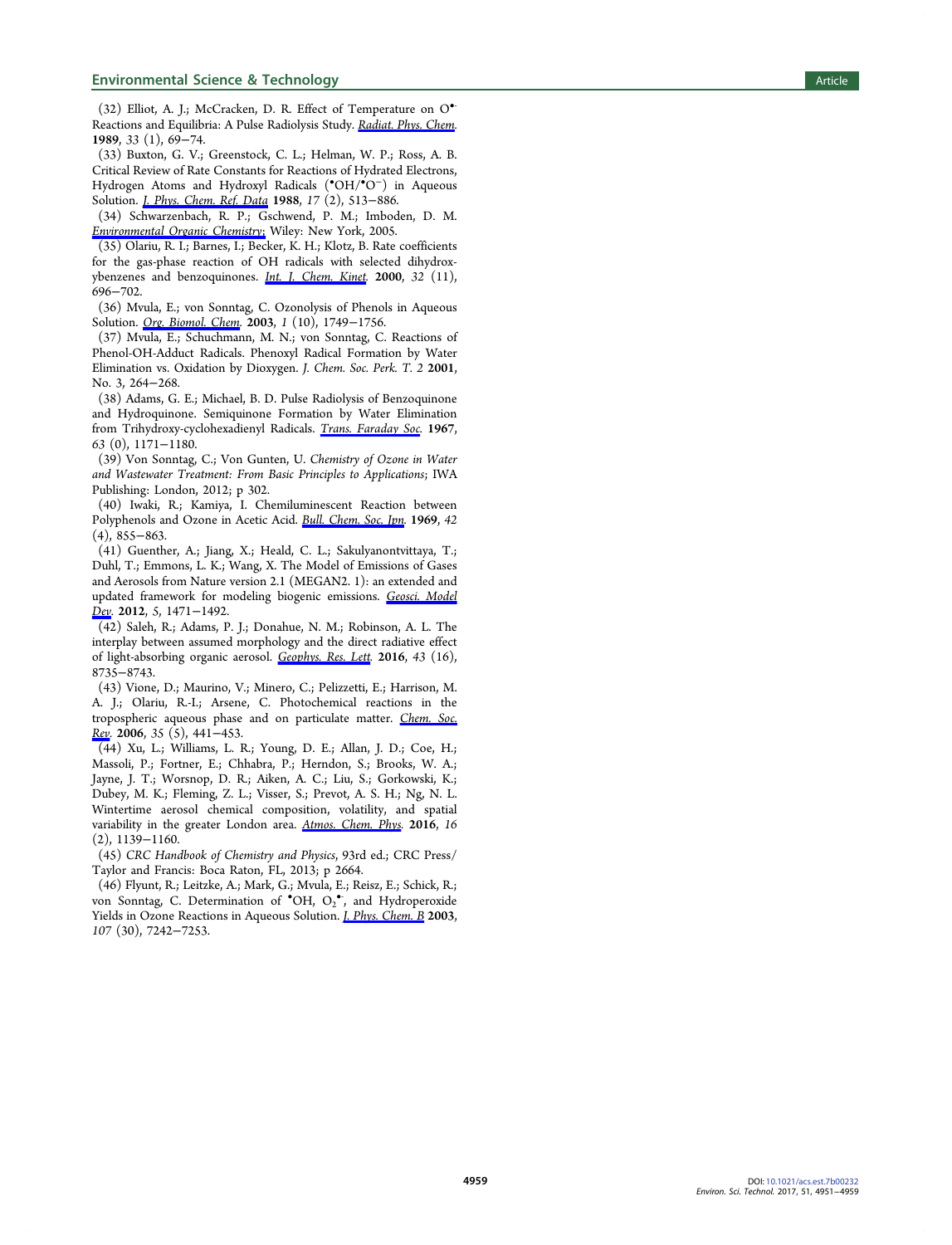(32) Elliot, A. J.; McCracken, D. R. Effect of Temperature on $O^{\bullet-}$ Reactions and Equilibria: A Pulse Radiolysis Study. *Radiat. Phys. Chem.* **1989**, *33* (1), 69−74.

(33) Buxton, G. V.; Greenstock, C. L.; Helman, W. P.; Ross, A. B. Critical Review of Rate Constants for Reactions of Hydrated Electrons, Hydrogen Atoms and Hydroxyl Radicals ($^{\bullet}OH/^{\bullet}O^{-}$) in Aqueous Solution. *J. Phys. Chem. Ref. Data* **1988**, *17* (2), 513−886.

(34) Schwarzenbach, R. P.; Gschwend, P. M.; Imboden, D. M. *Environmental Organic Chemistry*; Wiley: New York, 2005.

(35) Olariu, R. I.; Barnes, I.; Becker, K. H.; Klotz, B. Rate coefficients for the gas-phase reaction of OH radicals with selected dihydroxybenzenes and benzoquinones. *Int. J. Chem. Kinet.* **2000**, *32* (11), 696−702.

(36) Mvula, E.; von Sonntag, C. Ozonolysis of Phenols in Aqueous Solution. *Org. Biomol. Chem.* **2003**, *1* (10), 1749−1756.

(37) Mvula, E.; Schuchmann, M. N.; von Sonntag, C. Reactions of Phenol-OH-Adduct Radicals. Phenoxyl Radical Formation by Water Elimination vs. Oxidation by Dioxygen. *J. Chem. Soc. Perk. T. 2* **2001**, No. 3, 264−268.

(38) Adams, G. E.; Michael, B. D. Pulse Radiolysis of Benzoquinone and Hydroquinone. Semiquinone Formation by Water Elimination from Trihydroxy-cyclohexadienyl Radicals. *Trans. Faraday Soc.* **1967**, *63* (0), 1171−1180.

(39) Von Sonntag, C.; Von Gunten, U. *Chemistry of Ozone in Water and Wastewater Treatment: From Basic Principles to Applications*; IWA Publishing: London, 2012; p 302.

(40) Iwaki, R.; Kamiya, I. Chemiluminescent Reaction between Polyphenols and Ozone in Acetic Acid. *Bull. Chem. Soc. Jpn.* **1969**, *42* (4), 855−863.

(41) Guenther, A.; Jiang, X.; Heald, C. L.; Sakulyanontvittaya, T.; Duhl, T.; Emmons, L. K.; Wang, X. The Model of Emissions of Gases and Aerosols from Nature version 2.1 (MEGAN2. 1): an extended and updated framework for modeling biogenic emissions. *Geosci. Model Dev.* **2012**, *5*, 1471−1492.

(42) Saleh, R.; Adams, P. J.; Donahue, N. M.; Robinson, A. L. The interplay between assumed morphology and the direct radiative effect of light-absorbing organic aerosol. *Geophys. Res. Lett.* **2016**, *43* (16), 8735−8743.

(43) Vione, D.; Maurino, V.; Minero, C.; Pelizzetti, E.; Harrison, M. A. J.; Olariu, R.-I.; Arsene, C. Photochemical reactions in the tropospheric aqueous phase and on particulate matter. *Chem. Soc. Rev.* **2006**, *35* (5), 441−453.

(44) Xu, L.; Williams, L. R.; Young, D. E.; Allan, J. D.; Coe, H.; Massoli, P.; Fortner, E.; Chhabra, P.; Herndon, S.; Brooks, W. A.; Jayne, J. T.; Worsnop, D. R.; Aiken, A. C.; Liu, S.; Gorkowski, K.; Dubey, M. K.; Fleming, Z. L.; Visser, S.; Prevot, A. S. H.; Ng, N. L. Wintertime aerosol chemical composition, volatility, and spatial variability in the greater London area. *Atmos. Chem. Phys.* **2016**, *16* (2), 1139−1160.

(45) *CRC Handbook of Chemistry and Physics*, 93rd ed.; CRC Press/Taylor and Francis: Boca Raton, FL, 2013; p 2664.

(46) Flyunt, R.; Leitzke, A.; Mark, G.; Mvula, E.; Reisz, E.; Schick, R.; von Sonntag, C. Determination of $^{\bullet}OH$, $O_2^{\bullet-}$, and Hydroperoxide Yields in Ozone Reactions in Aqueous Solution. *J. Phys. Chem. B* **2003**, *107* (30), 7242−7253.